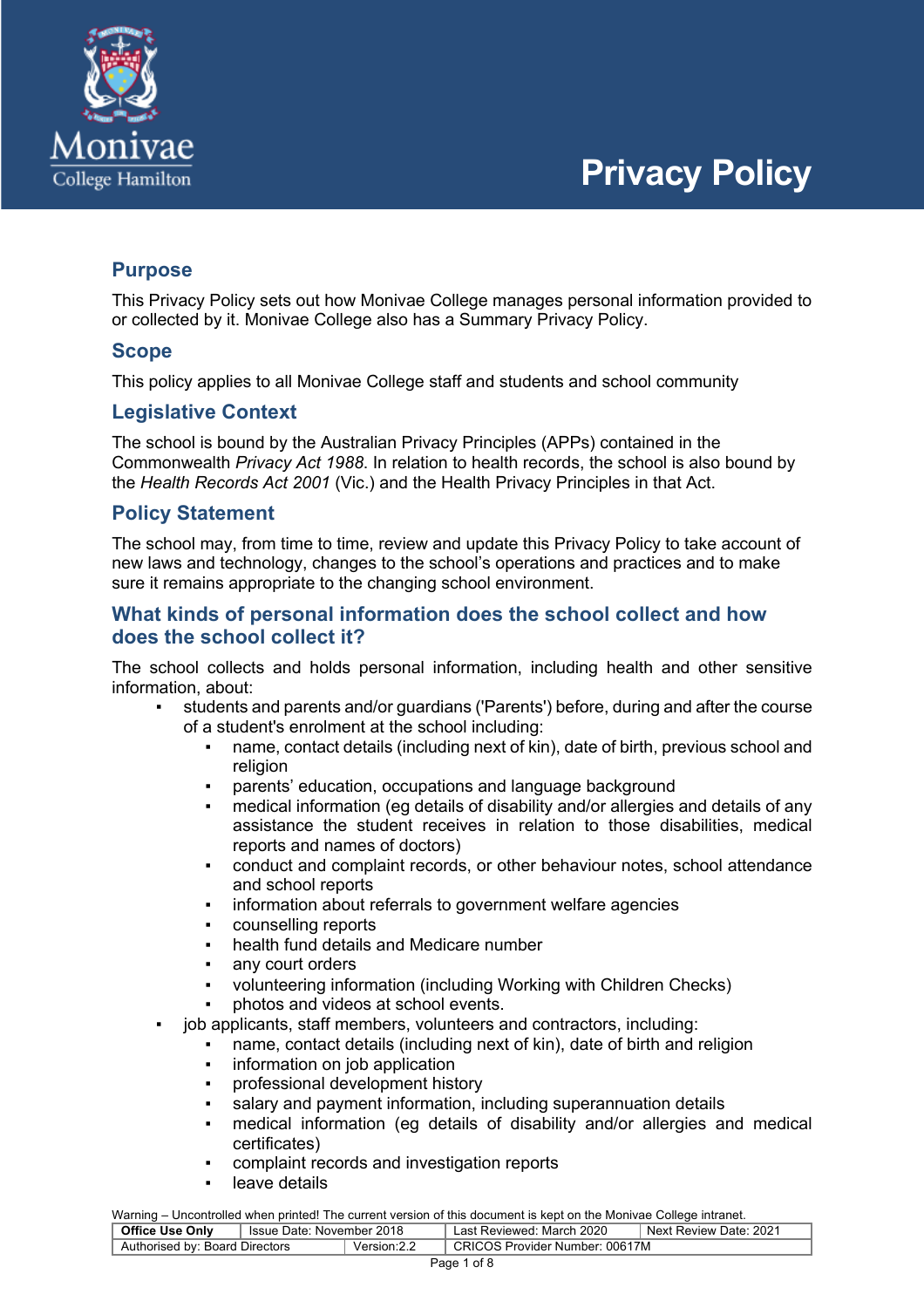# Privacy Policy

## Purpose

This Privacy Policy sets out how Monivae College manages personal information provided to or collected by it. Monivae College also has a Summary Privacy Policy.

## Scope

This policy applies to all Monivae College staff and students and school community

## Legislative Context

The school is bound by the Australian Privacy Principles (APPs) contained in the Commonwealth *Privacy Act 1988*. In relation to health records, the school is also bound by the *Health Records Act 2001* (Vic.) and the Health Privacy Principles in that Act.

## Policy Statement

The school may, from time to time, review and update this Privacy Policy to take account of new laws and technology, changes to the school's operations and practices and to make sure it remains appropriate to the changing school environment.

## What kinds of personal information does the school collect and how does the school collect it?

The school collects and holds personal information, including health and other sensitive information, about:

- students and parents and/or guardians ('Parents') before, during and after the course of a student's enrolment at the school including:
  - name, contact details (including next of kin), date of birth, previous school and religion
  - parents' education, occupations and language background
  - medical information (eg details of disability and/or allergies and details of any assistance the student receives in relation to those disabilities, medical reports and names of doctors)
  - conduct and complaint records, or other behaviour notes, school attendance and school reports
  - information about referrals to government welfare agencies
  - counselling reports
  - health fund details and Medicare number
  - any court orders
  - volunteering information (including Working with Children Checks)
  - photos and videos at school events.
- job applicants, staff members, volunteers and contractors, including:
  - name, contact details (including next of kin), date of birth and religion
  - information on job application
  - professional development history
  - salary and payment information, including superannuation details
  - medical information (eg details of disability and/or allergies and medical certificates)
  - complaint records and investigation reports
  - leave details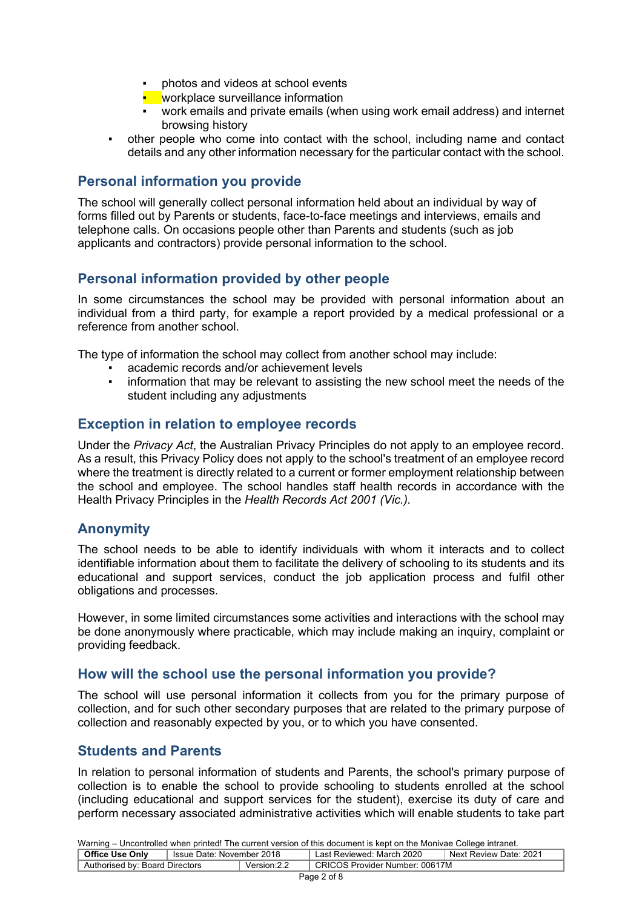- photos and videos at school events
    - workplace surveillance information
    - work emails and private emails (when using work email address) and internet browsing history
- other people who come into contact with the school, including name and contact details and any other information necessary for the particular contact with the school.

## Personal information you provide

The school will generally collect personal information held about an individual by way of forms filled out by Parents or students, face-to-face meetings and interviews, emails and telephone calls. On occasions people other than Parents and students (such as job applicants and contractors) provide personal information to the school.

## Personal information provided by other people

In some circumstances the school may be provided with personal information about an individual from a third party, for example a report provided by a medical professional or a reference from another school.

The type of information the school may collect from another school may include:

- academic records and/or achievement levels
- information that may be relevant to assisting the new school meet the needs of the student including any adjustments

## Exception in relation to employee records

Under the *Privacy Act*, the Australian Privacy Principles do not apply to an employee record. As a result, this Privacy Policy does not apply to the school's treatment of an employee record where the treatment is directly related to a current or former employment relationship between the school and employee. The school handles staff health records in accordance with the Health Privacy Principles in the *Health Records Act 2001 (Vic.)*.

## Anonymity

The school needs to be able to identify individuals with whom it interacts and to collect identifiable information about them to facilitate the delivery of schooling to its students and its educational and support services, conduct the job application process and fulfil other obligations and processes.

However, in some limited circumstances some activities and interactions with the school may be done anonymously where practicable, which may include making an inquiry, complaint or providing feedback.

## How will the school use the personal information you provide?

The school will use personal information it collects from you for the primary purpose of collection, and for such other secondary purposes that are related to the primary purpose of collection and reasonably expected by you, or to which you have consented.

## Students and Parents

In relation to personal information of students and Parents, the school's primary purpose of collection is to enable the school to provide schooling to students enrolled at the school (including educational and support services for the student), exercise its duty of care and perform necessary associated administrative activities which will enable students to take part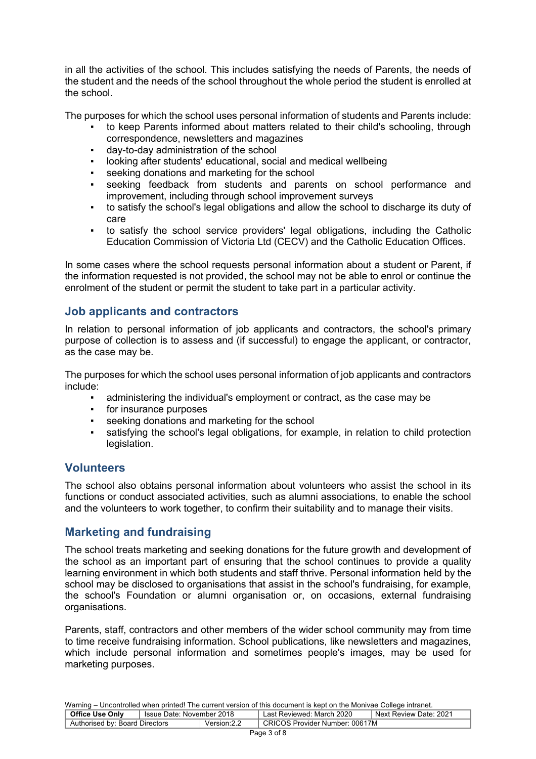in all the activities of the school. This includes satisfying the needs of Parents, the needs of the student and the needs of the school throughout the whole period the student is enrolled at the school.

The purposes for which the school uses personal information of students and Parents include:

- to keep Parents informed about matters related to their child's schooling, through correspondence, newsletters and magazines
- day-to-day administration of the school
- looking after students' educational, social and medical wellbeing
- seeking donations and marketing for the school
- seeking feedback from students and parents on school performance and improvement, including through school improvement surveys
- to satisfy the school's legal obligations and allow the school to discharge its duty of care
- to satisfy the school service providers' legal obligations, including the Catholic Education Commission of Victoria Ltd (CECV) and the Catholic Education Offices.

In some cases where the school requests personal information about a student or Parent, if the information requested is not provided, the school may not be able to enrol or continue the enrolment of the student or permit the student to take part in a particular activity.

## Job applicants and contractors

In relation to personal information of job applicants and contractors, the school's primary purpose of collection is to assess and (if successful) to engage the applicant, or contractor, as the case may be.

The purposes for which the school uses personal information of job applicants and contractors include:

- administering the individual's employment or contract, as the case may be
- for insurance purposes
- seeking donations and marketing for the school
- satisfying the school's legal obligations, for example, in relation to child protection legislation.

## Volunteers

The school also obtains personal information about volunteers who assist the school in its functions or conduct associated activities, such as alumni associations, to enable the school and the volunteers to work together, to confirm their suitability and to manage their visits.

## Marketing and fundraising

The school treats marketing and seeking donations for the future growth and development of the school as an important part of ensuring that the school continues to provide a quality learning environment in which both students and staff thrive. Personal information held by the school may be disclosed to organisations that assist in the school's fundraising, for example, the school's Foundation or alumni organisation or, on occasions, external fundraising organisations.

Parents, staff, contractors and other members of the wider school community may from time to time receive fundraising information. School publications, like newsletters and magazines, which include personal information and sometimes people's images, may be used for marketing purposes.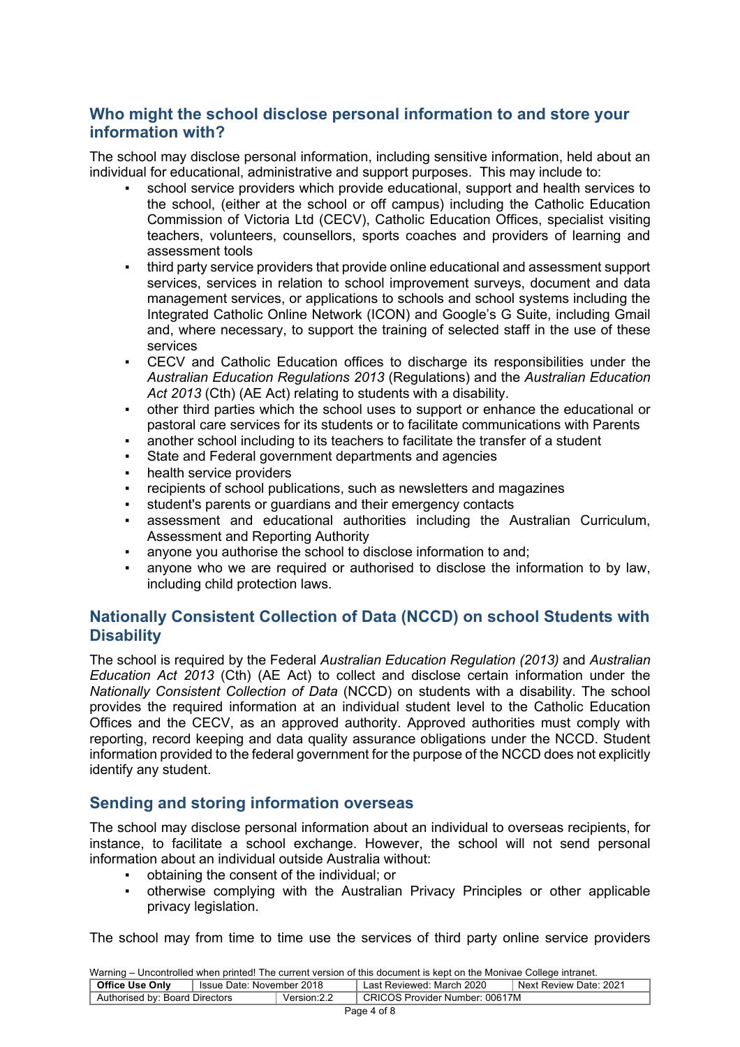## Who might the school disclose personal information to and store your information with?

The school may disclose personal information, including sensitive information, held about an individual for educational, administrative and support purposes. This may include to:

- school service providers which provide educational, support and health services to the school, (either at the school or off campus) including the Catholic Education Commission of Victoria Ltd (CECV), Catholic Education Offices, specialist visiting teachers, volunteers, counsellors, sports coaches and providers of learning and assessment tools
- third party service providers that provide online educational and assessment support services, services in relation to school improvement surveys, document and data management services, or applications to schools and school systems including the Integrated Catholic Online Network (ICON) and Google's G Suite, including Gmail and, where necessary, to support the training of selected staff in the use of these services
- CECV and Catholic Education offices to discharge its responsibilities under the *Australian Education Regulations 2013* (Regulations) and the *Australian Education Act 2013* (Cth) (AE Act) relating to students with a disability.
- other third parties which the school uses to support or enhance the educational or pastoral care services for its students or to facilitate communications with Parents
- another school including to its teachers to facilitate the transfer of a student
- State and Federal government departments and agencies
- health service providers
- recipients of school publications, such as newsletters and magazines
- student's parents or guardians and their emergency contacts
- assessment and educational authorities including the Australian Curriculum, Assessment and Reporting Authority
- anyone you authorise the school to disclose information to and;
- anyone who we are required or authorised to disclose the information to by law, including child protection laws.

## Nationally Consistent Collection of Data (NCCD) on school Students with Disability

The school is required by the Federal *Australian Education Regulation (2013)* and *Australian Education Act 2013* (Cth) (AE Act) to collect and disclose certain information under the *Nationally Consistent Collection of Data* (NCCD) on students with a disability. The school provides the required information at an individual student level to the Catholic Education Offices and the CECV, as an approved authority. Approved authorities must comply with reporting, record keeping and data quality assurance obligations under the NCCD. Student information provided to the federal government for the purpose of the NCCD does not explicitly identify any student.

## Sending and storing information overseas

The school may disclose personal information about an individual to overseas recipients, for instance, to facilitate a school exchange. However, the school will not send personal information about an individual outside Australia without:

- obtaining the consent of the individual; or
- otherwise complying with the Australian Privacy Principles or other applicable privacy legislation.

The school may from time to time use the services of third party online service providers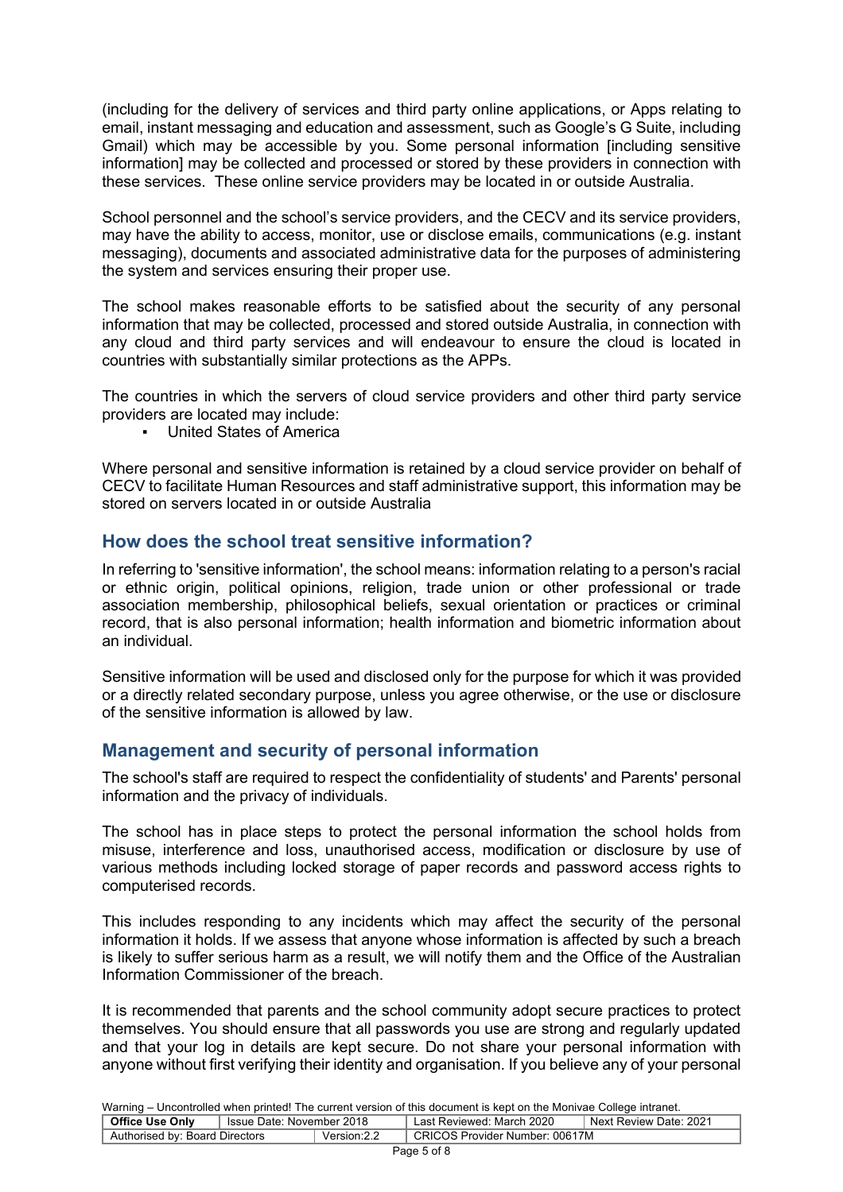(including for the delivery of services and third party online applications, or Apps relating to email, instant messaging and education and assessment, such as Google's G Suite, including Gmail) which may be accessible by you. Some personal information [including sensitive information] may be collected and processed or stored by these providers in connection with these services. These online service providers may be located in or outside Australia.

School personnel and the school's service providers, and the CECV and its service providers, may have the ability to access, monitor, use or disclose emails, communications (e.g. instant messaging), documents and associated administrative data for the purposes of administering the system and services ensuring their proper use.

The school makes reasonable efforts to be satisfied about the security of any personal information that may be collected, processed and stored outside Australia, in connection with any cloud and third party services and will endeavour to ensure the cloud is located in countries with substantially similar protections as the APPs.

The countries in which the servers of cloud service providers and other third party service providers are located may include:

- United States of America

Where personal and sensitive information is retained by a cloud service provider on behalf of CECV to facilitate Human Resources and staff administrative support, this information may be stored on servers located in or outside Australia

## How does the school treat sensitive information?

In referring to 'sensitive information', the school means: information relating to a person's racial or ethnic origin, political opinions, religion, trade union or other professional or trade association membership, philosophical beliefs, sexual orientation or practices or criminal record, that is also personal information; health information and biometric information about an individual.

Sensitive information will be used and disclosed only for the purpose for which it was provided or a directly related secondary purpose, unless you agree otherwise, or the use or disclosure of the sensitive information is allowed by law.

## Management and security of personal information

The school's staff are required to respect the confidentiality of students' and Parents' personal information and the privacy of individuals.

The school has in place steps to protect the personal information the school holds from misuse, interference and loss, unauthorised access, modification or disclosure by use of various methods including locked storage of paper records and password access rights to computerised records.

This includes responding to any incidents which may affect the security of the personal information it holds. If we assess that anyone whose information is affected by such a breach is likely to suffer serious harm as a result, we will notify them and the Office of the Australian Information Commissioner of the breach.

It is recommended that parents and the school community adopt secure practices to protect themselves. You should ensure that all passwords you use are strong and regularly updated and that your log in details are kept secure. Do not share your personal information with anyone without first verifying their identity and organisation. If you believe any of your personal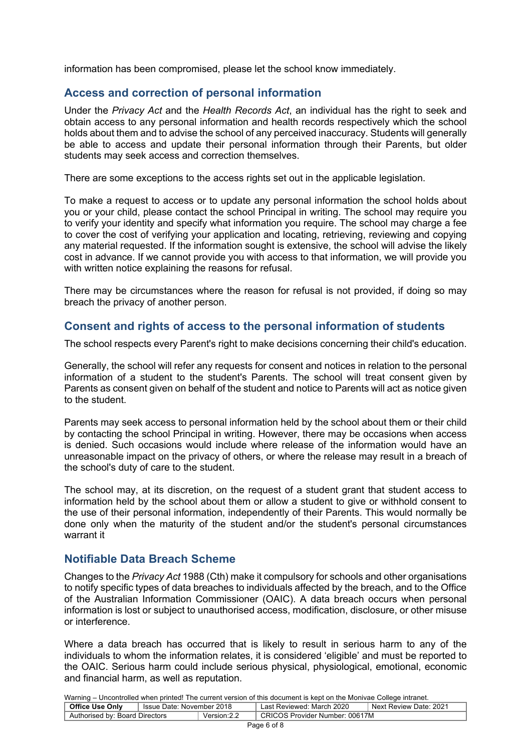information has been compromised, please let the school know immediately.

## Access and correction of personal information

Under the *Privacy Act* and the *Health Records Act*, an individual has the right to seek and obtain access to any personal information and health records respectively which the school holds about them and to advise the school of any perceived inaccuracy. Students will generally be able to access and update their personal information through their Parents, but older students may seek access and correction themselves.

There are some exceptions to the access rights set out in the applicable legislation.

To make a request to access or to update any personal information the school holds about you or your child, please contact the school Principal in writing. The school may require you to verify your identity and specify what information you require. The school may charge a fee to cover the cost of verifying your application and locating, retrieving, reviewing and copying any material requested. If the information sought is extensive, the school will advise the likely cost in advance. If we cannot provide you with access to that information, we will provide you with written notice explaining the reasons for refusal.

There may be circumstances where the reason for refusal is not provided, if doing so may breach the privacy of another person.

## Consent and rights of access to the personal information of students

The school respects every Parent's right to make decisions concerning their child's education.

Generally, the school will refer any requests for consent and notices in relation to the personal information of a student to the student's Parents. The school will treat consent given by Parents as consent given on behalf of the student and notice to Parents will act as notice given to the student.

Parents may seek access to personal information held by the school about them or their child by contacting the school Principal in writing. However, there may be occasions when access is denied. Such occasions would include where release of the information would have an unreasonable impact on the privacy of others, or where the release may result in a breach of the school's duty of care to the student.

The school may, at its discretion, on the request of a student grant that student access to information held by the school about them or allow a student to give or withhold consent to the use of their personal information, independently of their Parents. This would normally be done only when the maturity of the student and/or the student's personal circumstances warrant it

## Notifiable Data Breach Scheme

Changes to the *Privacy Act* 1988 (Cth) make it compulsory for schools and other organisations to notify specific types of data breaches to individuals affected by the breach, and to the Office of the Australian Information Commissioner (OAIC). A data breach occurs when personal information is lost or subject to unauthorised access, modification, disclosure, or other misuse or interference.

Where a data breach has occurred that is likely to result in serious harm to any of the individuals to whom the information relates, it is considered 'eligible' and must be reported to the OAIC. Serious harm could include serious physical, physiological, emotional, economic and financial harm, as well as reputation.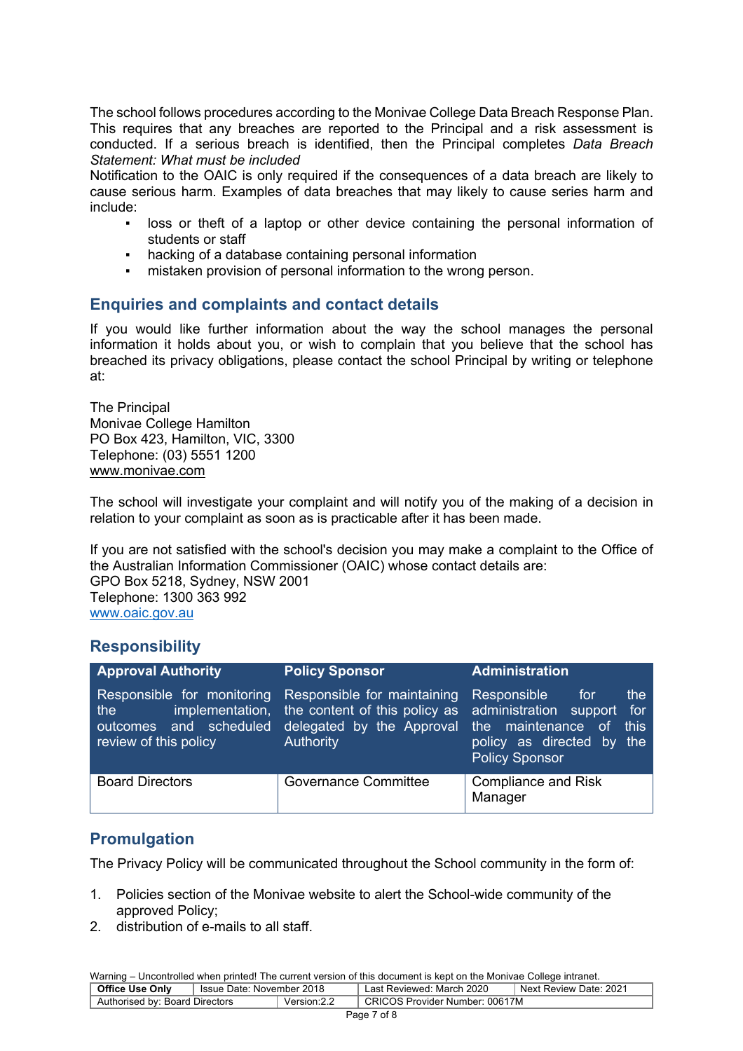The school follows procedures according to the Monivae College Data Breach Response Plan. This requires that any breaches are reported to the Principal and a risk assessment is conducted. If a serious breach is identified, then the Principal completes *Data Breach Statement: What must be included*

Notification to the OAIC is only required if the consequences of a data breach are likely to cause serious harm. Examples of data breaches that may likely to cause series harm and include:

- loss or theft of a laptop or other device containing the personal information of students or staff
- hacking of a database containing personal information
- mistaken provision of personal information to the wrong person.

## Enquiries and complaints and contact details

If you would like further information about the way the school manages the personal information it holds about you, or wish to complain that you believe that the school has breached its privacy obligations, please contact the school Principal by writing or telephone at:

The Principal
Monivae College Hamilton
PO Box 423, Hamilton, VIC, 3300
Telephone: (03) 5551 1200
www.monivae.com

The school will investigate your complaint and will notify you of the making of a decision in relation to your complaint as soon as is practicable after it has been made.

If you are not satisfied with the school's decision you may make a complaint to the Office of the Australian Information Commissioner (OAIC) whose contact details are:
GPO Box 5218, Sydney, NSW 2001
Telephone: 1300 363 992
www.oaic.gov.au

## Responsibility

| Approval Authority | Policy Sponsor | Administration |
|---|---|---|
| Responsible for monitoring the implementation, outcomes and scheduled review of this policy | Responsible for maintaining the content of this policy as delegated by the Approval Authority | Responsible for the administration support for the maintenance of this policy as directed by the Policy Sponsor |
| Board Directors | Governance Committee | Compliance and Risk Manager |

## Promulgation

The Privacy Policy will be communicated throughout the School community in the form of:

1. Policies section of the Monivae website to alert the School-wide community of the approved Policy;
2. distribution of e-mails to all staff.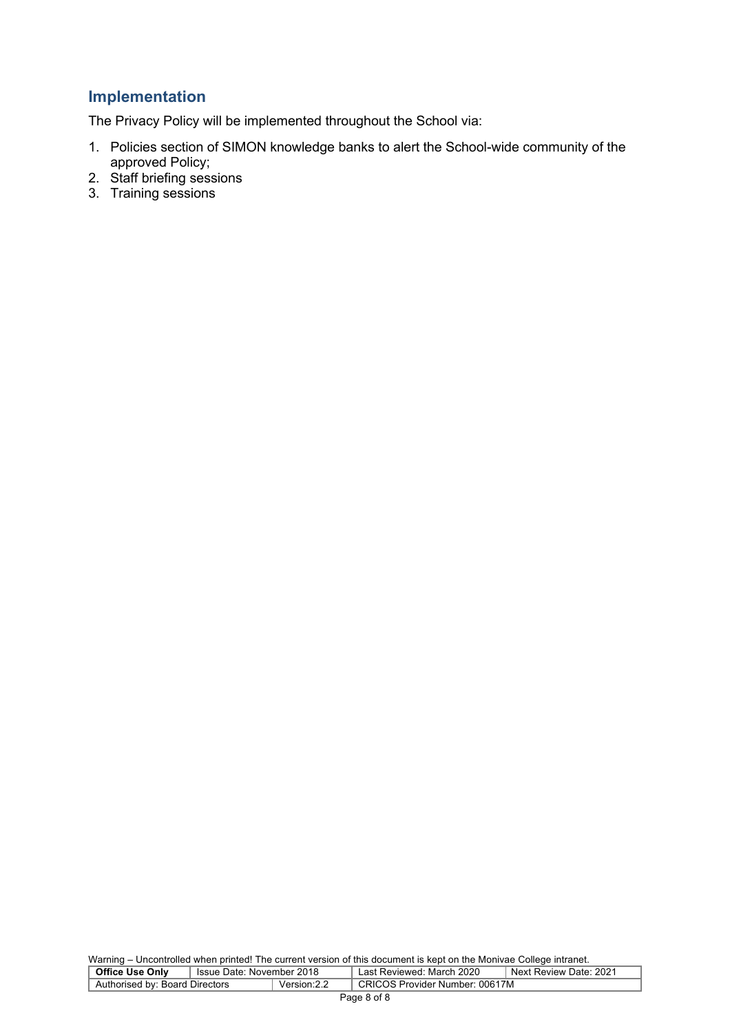## Implementation

The Privacy Policy will be implemented throughout the School via:

1. Policies section of SIMON knowledge banks to alert the School-wide community of the approved Policy;
2. Staff briefing sessions
3. Training sessions